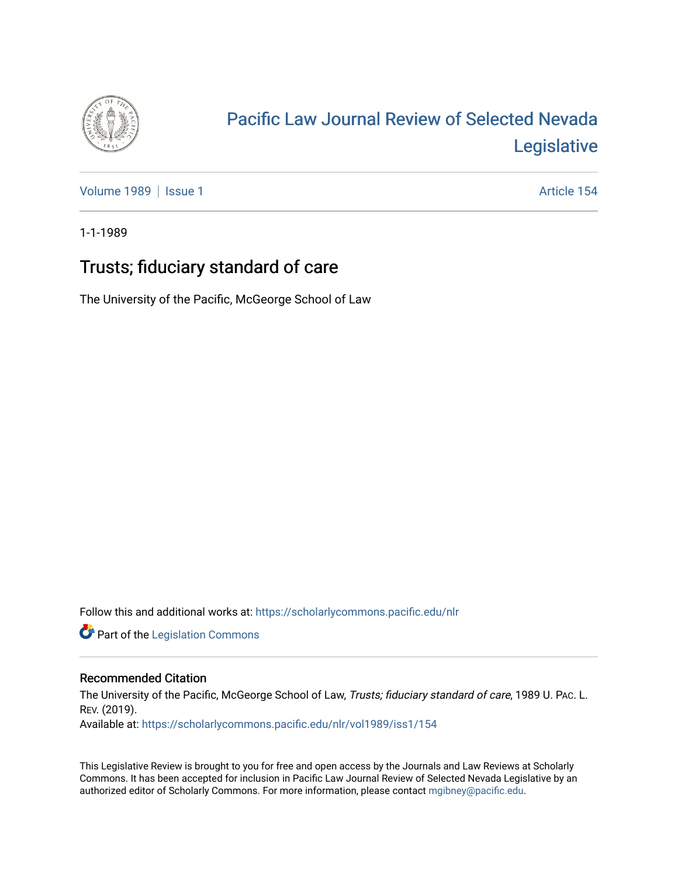# Pacific Law Journal Review of Selected Nevada Legislative

Volume 1989 | Issue 1 — Article 154

1-1-1989

## Trusts; fiduciary standard of care

The University of the Pacific, McGeorge School of Law

Follow this and additional works at: https://scholarlycommons.pacific.edu/nlr

Part of the Legislation Commons

### Recommended Citation

The University of the Pacific, McGeorge School of Law, *Trusts; fiduciary standard of care*, 1989 U. Pac. L. Rev. (2019).
Available at: https://scholarlycommons.pacific.edu/nlr/vol1989/iss1/154

This Legislative Review is brought to you for free and open access by the Journals and Law Reviews at Scholarly Commons. It has been accepted for inclusion in Pacific Law Journal Review of Selected Nevada Legislative by an authorized editor of Scholarly Commons. For more information, please contact mgibney@pacific.edu.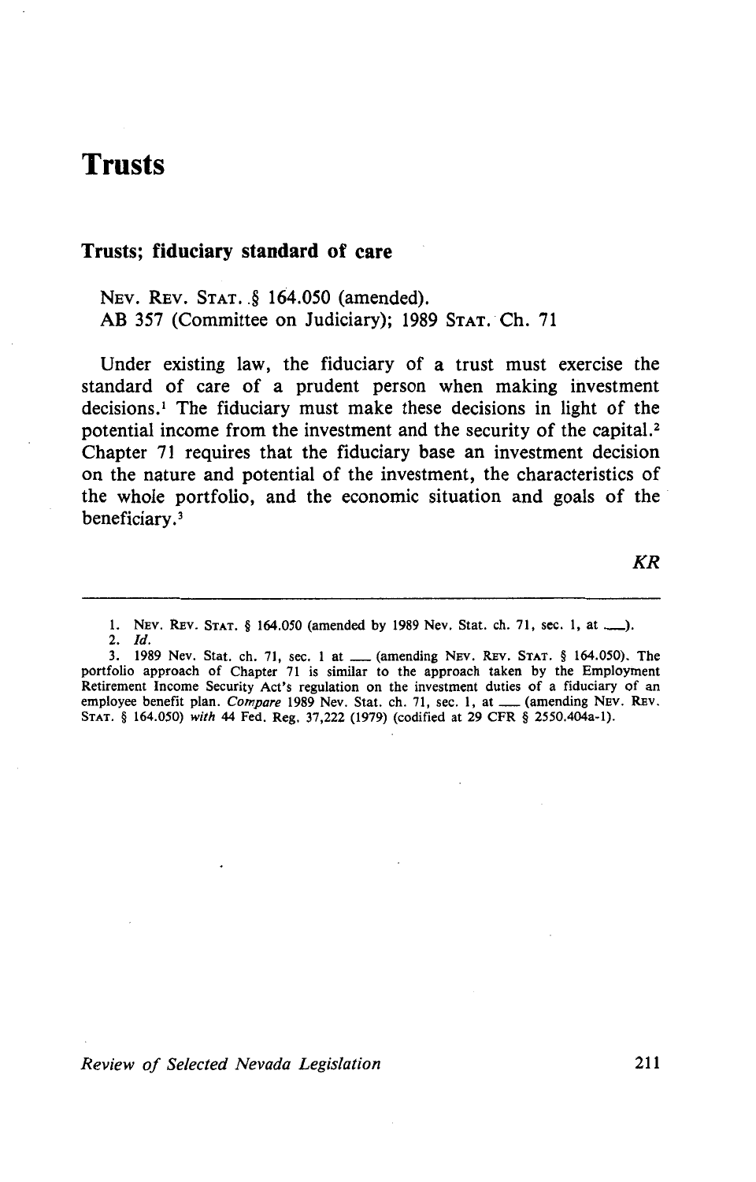# Trusts

## Trusts; fiduciary standard of care

NEV. REV. STAT. § 164.050 (amended).
AB 357 (Committee on Judiciary); 1989 STAT. Ch. 71

Under existing law, the fiduciary of a trust must exercise the standard of care of a prudent person when making investment decisions.[1] The fiduciary must make these decisions in light of the potential income from the investment and the security of the capital.[2] Chapter 71 requires that the fiduciary base an investment decision on the nature and potential of the investment, the characteristics of the whole portfolio, and the economic situation and goals of the beneficiary.[3]

*KR*

---

1. NEV. REV. STAT. § 164.050 (amended by 1989 Nev. Stat. ch. 71, sec. 1, at \_\_\_).
2. *Id.*
3. 1989 Nev. Stat. ch. 71, sec. 1 at \_\_\_ (amending NEV. REV. STAT. § 164.050). The portfolio approach of Chapter 71 is similar to the approach taken by the Employment Retirement Income Security Act's regulation on the investment duties of a fiduciary of an employee benefit plan. *Compare* 1989 Nev. Stat. ch. 71, sec. 1, at \_\_\_ (amending NEV. REV. STAT. § 164.050) *with* 44 Fed. Reg. 37,222 (1979) (codified at 29 CFR § 2550.404a-1).